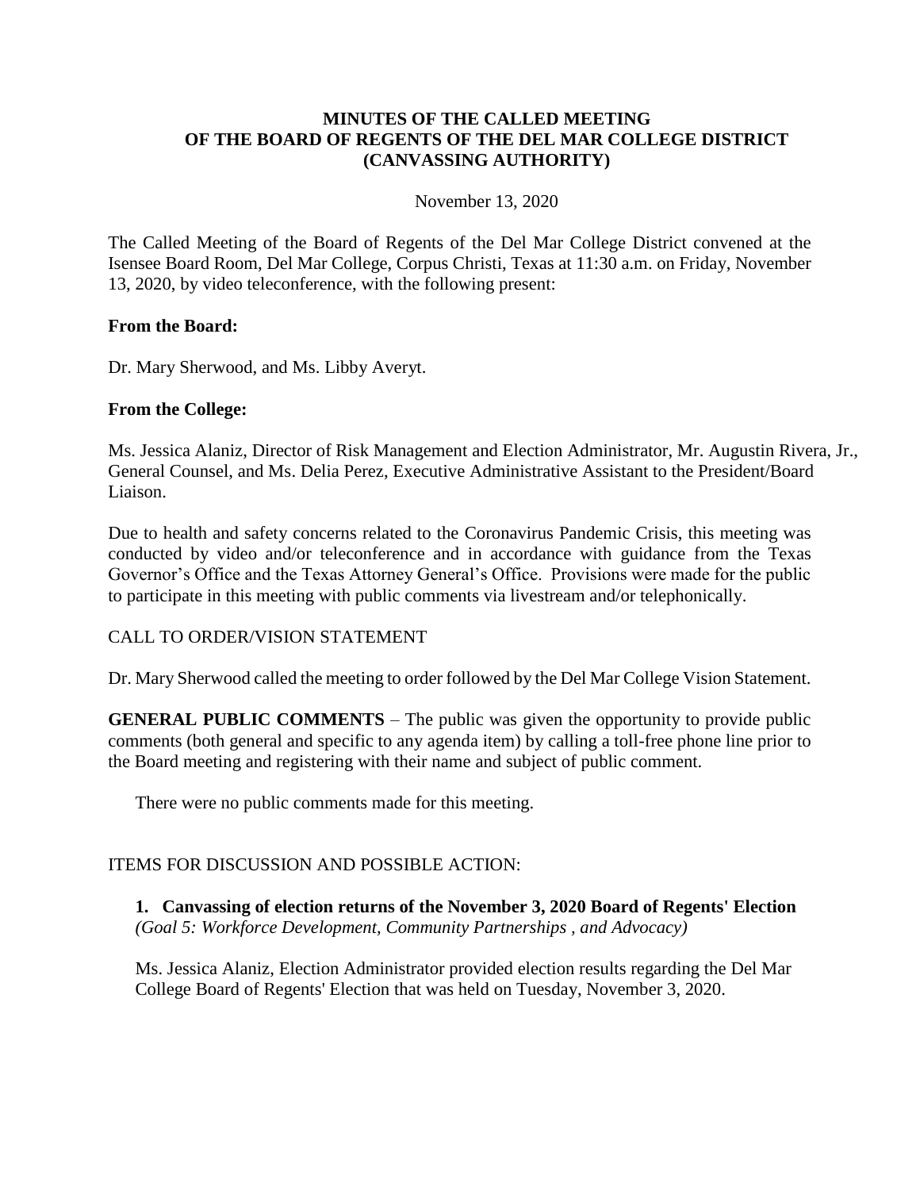# MINUTES OF THE CALLED MEETING OF THE BOARD OF REGENTS OF THE DEL MAR COLLEGE DISTRICT (CANVASSING AUTHORITY)

November 13, 2020

The Called Meeting of the Board of Regents of the Del Mar College District convened at the Isensee Board Room, Del Mar College, Corpus Christi, Texas at 11:30 a.m. on Friday, November 13, 2020, by video teleconference, with the following present:

**From the Board:**

Dr. Mary Sherwood, and Ms. Libby Averyt.

**From the College:**

Ms. Jessica Alaniz, Director of Risk Management and Election Administrator, Mr. Augustin Rivera, Jr., General Counsel, and Ms. Delia Perez, Executive Administrative Assistant to the President/Board Liaison.

Due to health and safety concerns related to the Coronavirus Pandemic Crisis, this meeting was conducted by video and/or teleconference and in accordance with guidance from the Texas Governor's Office and the Texas Attorney General's Office. Provisions were made for the public to participate in this meeting with public comments via livestream and/or telephonically.

CALL TO ORDER/VISION STATEMENT

Dr. Mary Sherwood called the meeting to order followed by the Del Mar College Vision Statement.

**GENERAL PUBLIC COMMENTS** – The public was given the opportunity to provide public comments (both general and specific to any agenda item) by calling a toll-free phone line prior to the Board meeting and registering with their name and subject of public comment.

There were no public comments made for this meeting.

ITEMS FOR DISCUSSION AND POSSIBLE ACTION:

**1. Canvassing of election returns of the November 3, 2020 Board of Regents' Election**
*(Goal 5: Workforce Development, Community Partnerships , and Advocacy)*

Ms. Jessica Alaniz, Election Administrator provided election results regarding the Del Mar College Board of Regents' Election that was held on Tuesday, November 3, 2020.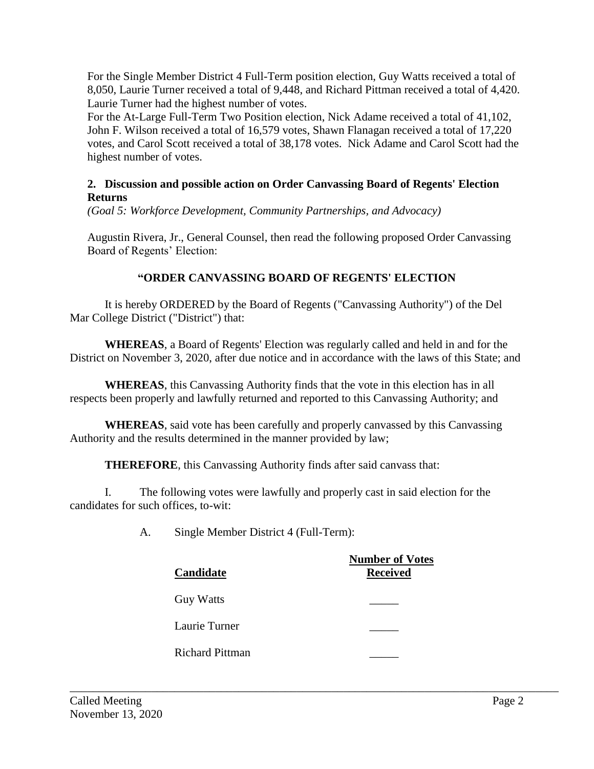For the Single Member District 4 Full-Term position election, Guy Watts received a total of 8,050, Laurie Turner received a total of 9,448, and Richard Pittman received a total of 4,420. Laurie Turner had the highest number of votes.

For the At-Large Full-Term Two Position election, Nick Adame received a total of 41,102, John F. Wilson received a total of 16,579 votes, Shawn Flanagan received a total of 17,220 votes, and Carol Scott received a total of 38,178 votes. Nick Adame and Carol Scott had the highest number of votes.

**2. Discussion and possible action on Order Canvassing Board of Regents' Election Returns**

*(Goal 5: Workforce Development, Community Partnerships, and Advocacy)*

Augustin Rivera, Jr., General Counsel, then read the following proposed Order Canvassing Board of Regents' Election:

**"ORDER CANVASSING BOARD OF REGENTS' ELECTION**

It is hereby ORDERED by the Board of Regents ("Canvassing Authority") of the Del Mar College District ("District") that:

**WHEREAS**, a Board of Regents' Election was regularly called and held in and for the District on November 3, 2020, after due notice and in accordance with the laws of this State; and

**WHEREAS**, this Canvassing Authority finds that the vote in this election has in all respects been properly and lawfully returned and reported to this Canvassing Authority; and

**WHEREAS**, said vote has been carefully and properly canvassed by this Canvassing Authority and the results determined in the manner provided by law;

**THEREFORE**, this Canvassing Authority finds after said canvass that:

I. The following votes were lawfully and properly cast in said election for the candidates for such offices, to-wit:

A. Single Member District 4 (Full-Term):

| Candidate | Number of Votes Received |
|---|---|
| Guy Watts | _____ |
| Laurie Turner | _____ |
| Richard Pittman | _____ |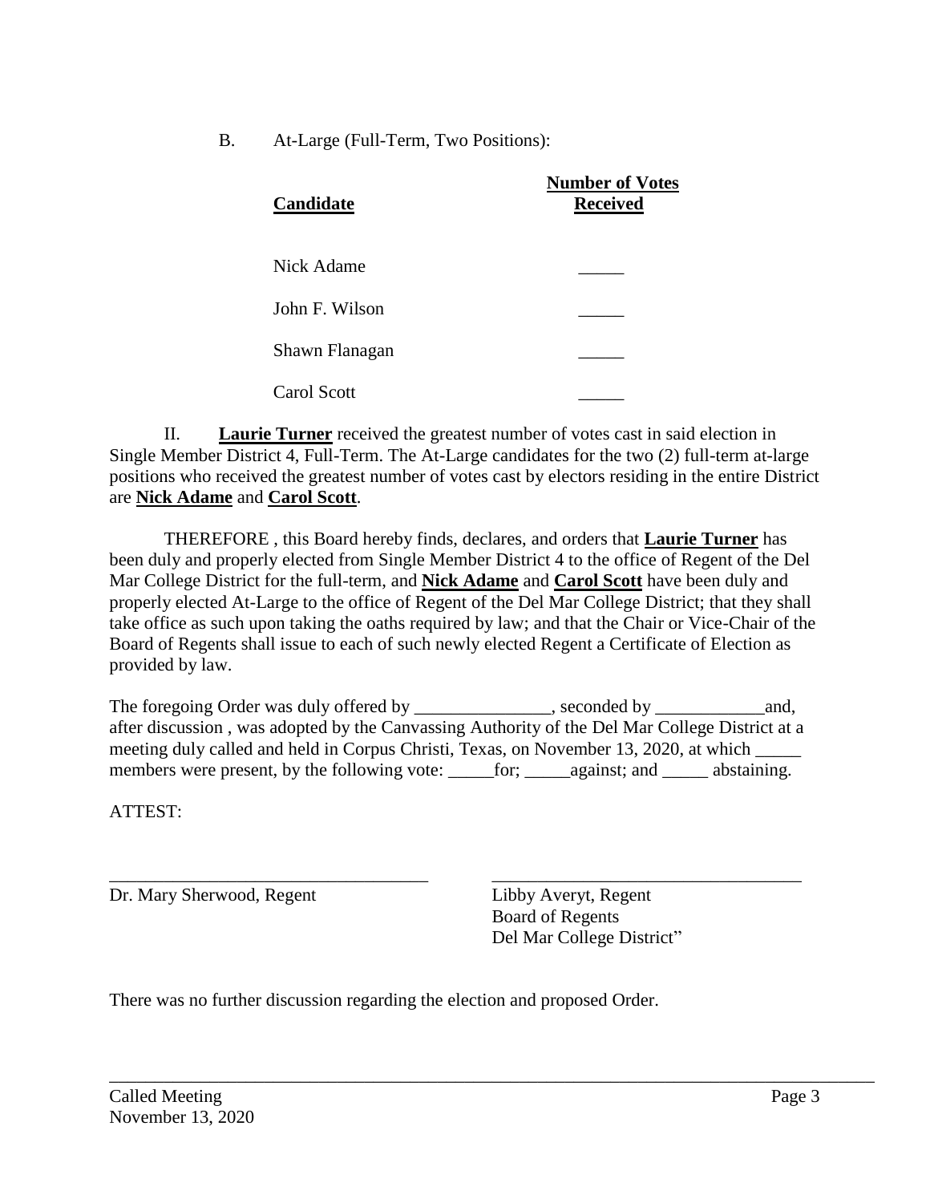B. At-Large (Full-Term, Two Positions):

| **Candidate** | **Number of Votes Received** |
|---|---|
| Nick Adame | _____ |
| John F. Wilson | _____ |
| Shawn Flanagan | _____ |
| Carol Scott | _____ |

II. **Laurie Turner** received the greatest number of votes cast in said election in Single Member District 4, Full-Term. The At-Large candidates for the two (2) full-term at-large positions who received the greatest number of votes cast by electors residing in the entire District are **Nick Adame** and **Carol Scott**.

THEREFORE , this Board hereby finds, declares, and orders that **Laurie Turner** has been duly and properly elected from Single Member District 4 to the office of Regent of the Del Mar College District for the full-term, and **Nick Adame** and **Carol Scott** have been duly and properly elected At-Large to the office of Regent of the Del Mar College District; that they shall take office as such upon taking the oaths required by law; and that the Chair or Vice-Chair of the Board of Regents shall issue to each of such newly elected Regent a Certificate of Election as provided by law.

The foregoing Order was duly offered by _______________, seconded by ____________and, after discussion , was adopted by the Canvassing Authority of the Del Mar College District at a meeting duly called and held in Corpus Christi, Texas, on November 13, 2020, at which _____ members were present, by the following vote: _____for; _____against; and _____ abstaining.

ATTEST:

___________________________________

Dr. Mary Sherwood, Regent

___________________________________

Libby Averyt, Regent
Board of Regents
Del Mar College District"

There was no further discussion regarding the election and proposed Order.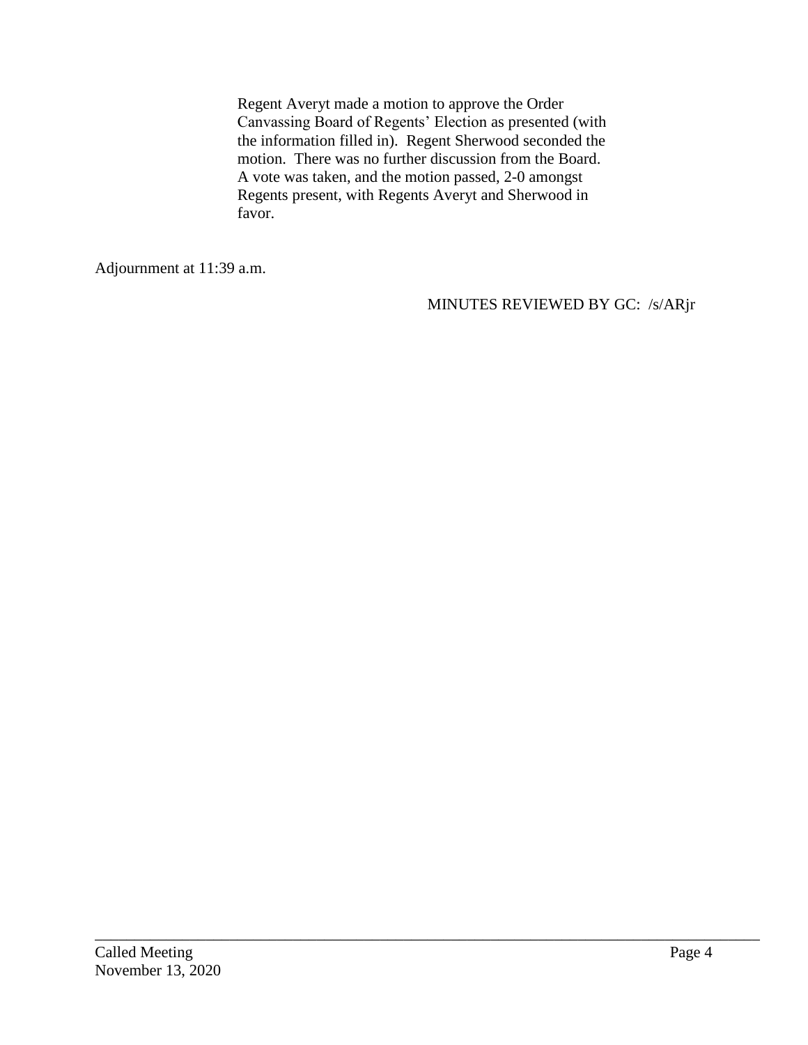Regent Averyt made a motion to approve the Order Canvassing Board of Regents' Election as presented (with the information filled in). Regent Sherwood seconded the motion. There was no further discussion from the Board. A vote was taken, and the motion passed, 2-0 amongst Regents present, with Regents Averyt and Sherwood in favor.

Adjournment at 11:39 a.m.

MINUTES REVIEWED BY GC: /s/ARjr